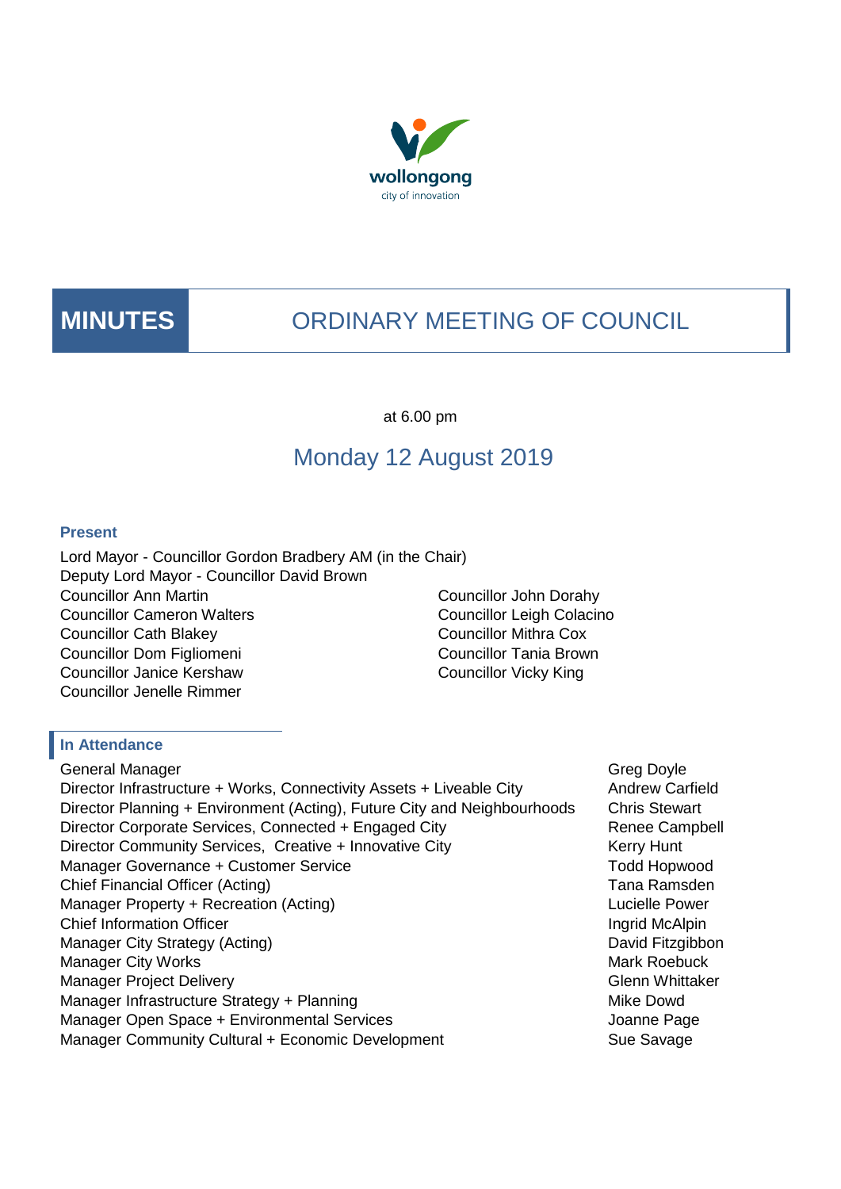wollongong
city of innovation

# MINUTES ORDINARY MEETING OF COUNCIL

at 6.00 pm

## Monday 12 August 2019

### Present

Lord Mayor - Councillor Gordon Bradbery AM (in the Chair)
Deputy Lord Mayor - Councillor David Brown
Councillor Ann Martin
Councillor Cameron Walters
Councillor Cath Blakey
Councillor Dom Figliomeni
Councillor Janice Kershaw
Councillor Jenelle Rimmer
Councillor John Dorahy
Councillor Leigh Colacino
Councillor Mithra Cox
Councillor Tania Brown
Councillor Vicky King

### In Attendance

| | |
|---|---|
| General Manager | Greg Doyle |
| Director Infrastructure + Works, Connectivity Assets + Liveable City | Andrew Carfield |
| Director Planning + Environment (Acting), Future City and Neighbourhoods | Chris Stewart |
| Director Corporate Services, Connected + Engaged City | Renee Campbell |
| Director Community Services, Creative + Innovative City | Kerry Hunt |
| Manager Governance + Customer Service | Todd Hopwood |
| Chief Financial Officer (Acting) | Tana Ramsden |
| Manager Property + Recreation (Acting) | Lucielle Power |
| Chief Information Officer | Ingrid McAlpin |
| Manager City Strategy (Acting) | David Fitzgibbon |
| Manager City Works | Mark Roebuck |
| Manager Project Delivery | Glenn Whittaker |
| Manager Infrastructure Strategy + Planning | Mike Dowd |
| Manager Open Space + Environmental Services | Joanne Page |
| Manager Community Cultural + Economic Development | Sue Savage |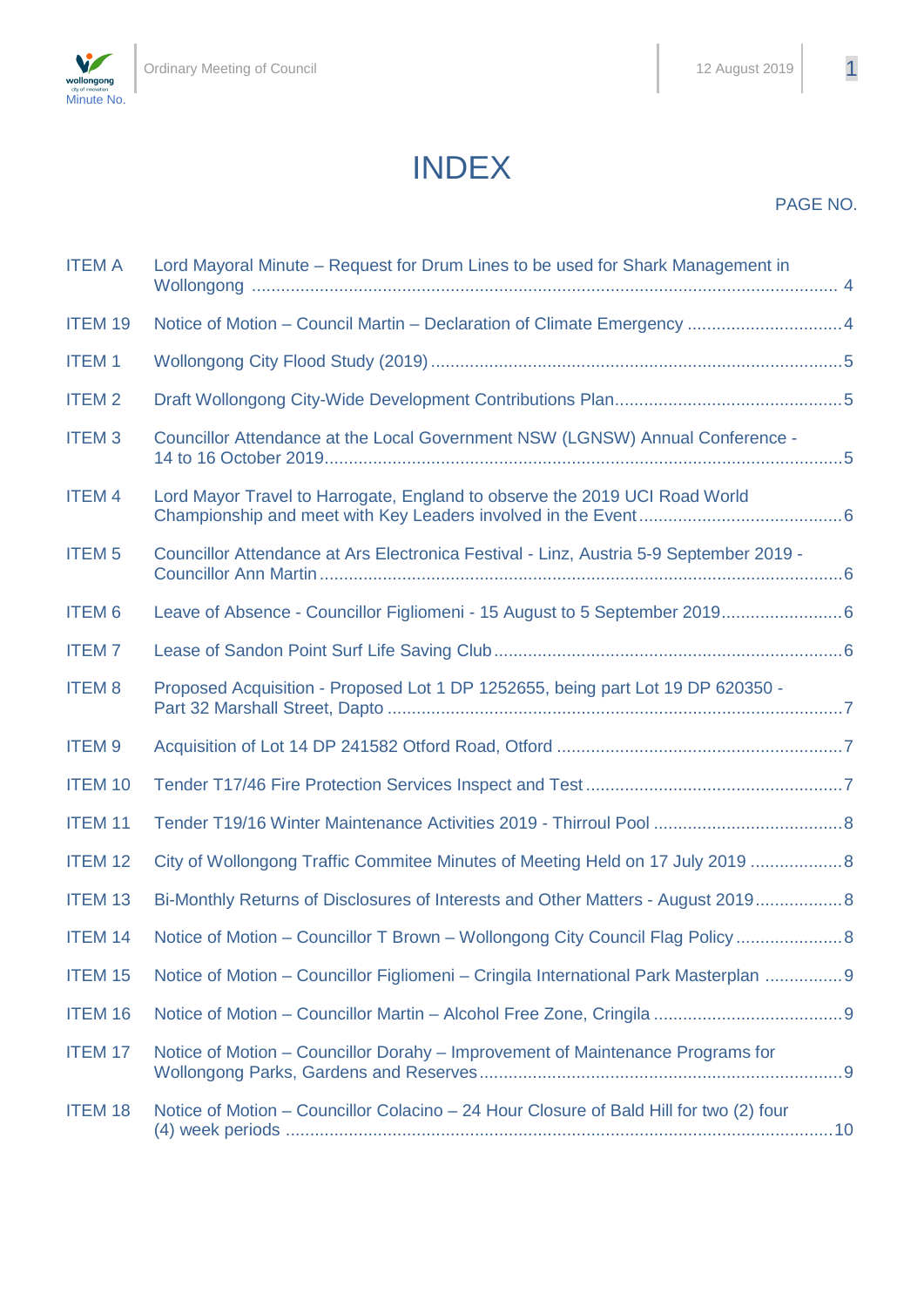# INDEX

| | | PAGE NO. |
|---|---|---|
| ITEM A | Lord Mayoral Minute – Request for Drum Lines to be used for Shark Management in Wollongong | 4 |
| ITEM 19 | Notice of Motion – Council Martin – Declaration of Climate Emergency | 4 |
| ITEM 1 | Wollongong City Flood Study (2019) | 5 |
| ITEM 2 | Draft Wollongong City-Wide Development Contributions Plan | 5 |
| ITEM 3 | Councillor Attendance at the Local Government NSW (LGNSW) Annual Conference - 14 to 16 October 2019 | 5 |
| ITEM 4 | Lord Mayor Travel to Harrogate, England to observe the 2019 UCI Road World Championship and meet with Key Leaders involved in the Event | 6 |
| ITEM 5 | Councillor Attendance at Ars Electronica Festival - Linz, Austria 5-9 September 2019 - Councillor Ann Martin | 6 |
| ITEM 6 | Leave of Absence - Councillor Figliomeni - 15 August to 5 September 2019 | 6 |
| ITEM 7 | Lease of Sandon Point Surf Life Saving Club | 6 |
| ITEM 8 | Proposed Acquisition - Proposed Lot 1 DP 1252655, being part Lot 19 DP 620350 - Part 32 Marshall Street, Dapto | 7 |
| ITEM 9 | Acquisition of Lot 14 DP 241582 Otford Road, Otford | 7 |
| ITEM 10 | Tender T17/46 Fire Protection Services Inspect and Test | 7 |
| ITEM 11 | Tender T19/16 Winter Maintenance Activities 2019 - Thirroul Pool | 8 |
| ITEM 12 | City of Wollongong Traffic Commitee Minutes of Meeting Held on 17 July 2019 | 8 |
| ITEM 13 | Bi-Monthly Returns of Disclosures of Interests and Other Matters - August 2019 | 8 |
| ITEM 14 | Notice of Motion – Councillor T Brown – Wollongong City Council Flag Policy | 8 |
| ITEM 15 | Notice of Motion – Councillor Figliomeni – Cringila International Park Masterplan | 9 |
| ITEM 16 | Notice of Motion – Councillor Martin – Alcohol Free Zone, Cringila | 9 |
| ITEM 17 | Notice of Motion – Councillor Dorahy – Improvement of Maintenance Programs for Wollongong Parks, Gardens and Reserves | 9 |
| ITEM 18 | Notice of Motion – Councillor Colacino – 24 Hour Closure of Bald Hill for two (2) four (4) week periods | 10 |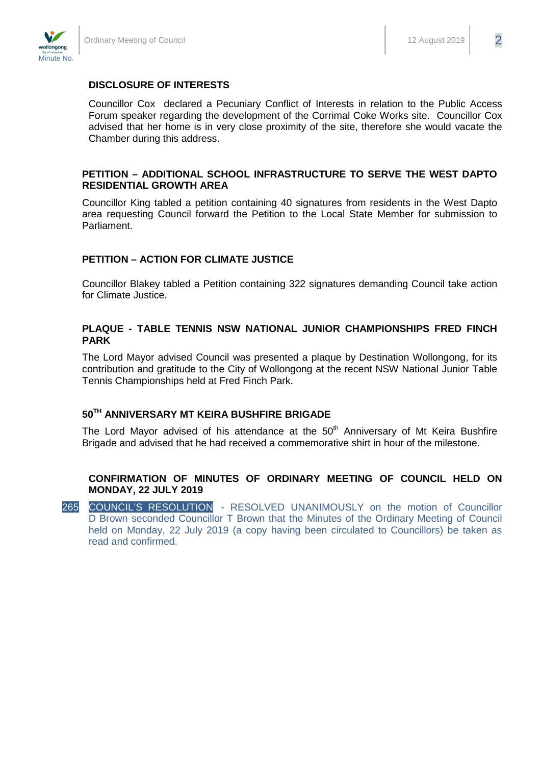## DISCLOSURE OF INTERESTS

Councillor Cox declared a Pecuniary Conflict of Interests in relation to the Public Access Forum speaker regarding the development of the Corrimal Coke Works site. Councillor Cox advised that her home is in very close proximity of the site, therefore she would vacate the Chamber during this address.

## PETITION – ADDITIONAL SCHOOL INFRASTRUCTURE TO SERVE THE WEST DAPTO RESIDENTIAL GROWTH AREA

Councillor King tabled a petition containing 40 signatures from residents in the West Dapto area requesting Council forward the Petition to the Local State Member for submission to Parliament.

## PETITION – ACTION FOR CLIMATE JUSTICE

Councillor Blakey tabled a Petition containing 322 signatures demanding Council take action for Climate Justice.

## PLAQUE - TABLE TENNIS NSW NATIONAL JUNIOR CHAMPIONSHIPS FRED FINCH PARK

The Lord Mayor advised Council was presented a plaque by Destination Wollongong, for its contribution and gratitude to the City of Wollongong at the recent NSW National Junior Table Tennis Championships held at Fred Finch Park.

## 50TH ANNIVERSARY MT KEIRA BUSHFIRE BRIGADE

The Lord Mayor advised of his attendance at the 50th Anniversary of Mt Keira Bushfire Brigade and advised that he had received a commemorative shirt in hour of the milestone.

## CONFIRMATION OF MINUTES OF ORDINARY MEETING OF COUNCIL HELD ON MONDAY, 22 JULY 2019

265 COUNCIL'S RESOLUTION - RESOLVED UNANIMOUSLY on the motion of Councillor D Brown seconded Councillor T Brown that the Minutes of the Ordinary Meeting of Council held on Monday, 22 July 2019 (a copy having been circulated to Councillors) be taken as read and confirmed.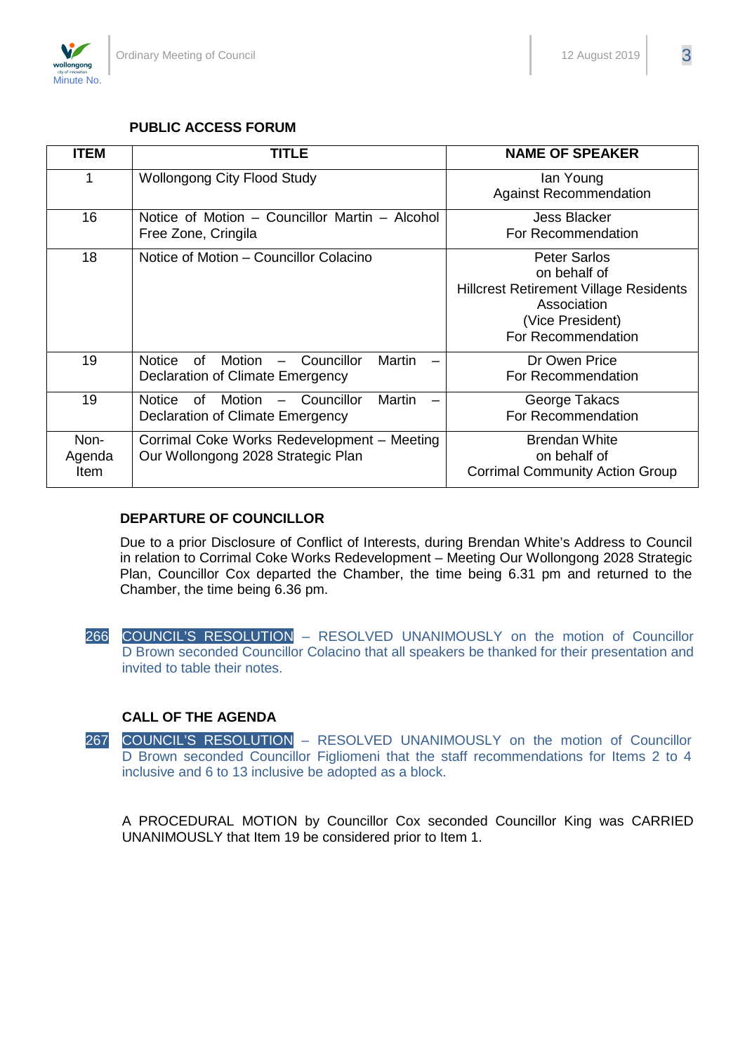## PUBLIC ACCESS FORUM

| ITEM | TITLE | NAME OF SPEAKER |
|---|---|---|
| 1 | Wollongong City Flood Study | Ian Young<br>Against Recommendation |
| 16 | Notice of Motion – Councillor Martin – Alcohol Free Zone, Cringila | Jess Blacker<br>For Recommendation |
| 18 | Notice of Motion – Councillor Colacino | Peter Sarlos<br>on behalf of<br>Hillcrest Retirement Village Residents Association<br>(Vice President)<br>For Recommendation |
| 19 | Notice of Motion – Councillor Martin – Declaration of Climate Emergency | Dr Owen Price<br>For Recommendation |
| 19 | Notice of Motion – Councillor Martin – Declaration of Climate Emergency | George Takacs<br>For Recommendation |
| Non-Agenda Item | Corrimal Coke Works Redevelopment – Meeting Our Wollongong 2028 Strategic Plan | Brendan White<br>on behalf of<br>Corrimal Community Action Group |

### DEPARTURE OF COUNCILLOR

Due to a prior Disclosure of Conflict of Interests, during Brendan White's Address to Council in relation to Corrimal Coke Works Redevelopment – Meeting Our Wollongong 2028 Strategic Plan, Councillor Cox departed the Chamber, the time being 6.31 pm and returned to the Chamber, the time being 6.36 pm.

266 COUNCIL'S RESOLUTION – RESOLVED UNANIMOUSLY on the motion of Councillor D Brown seconded Councillor Colacino that all speakers be thanked for their presentation and invited to table their notes.

### CALL OF THE AGENDA

267 COUNCIL'S RESOLUTION – RESOLVED UNANIMOUSLY on the motion of Councillor D Brown seconded Councillor Figliomeni that the staff recommendations for Items 2 to 4 inclusive and 6 to 13 inclusive be adopted as a block.

A PROCEDURAL MOTION by Councillor Cox seconded Councillor King was CARRIED UNANIMOUSLY that Item 19 be considered prior to Item 1.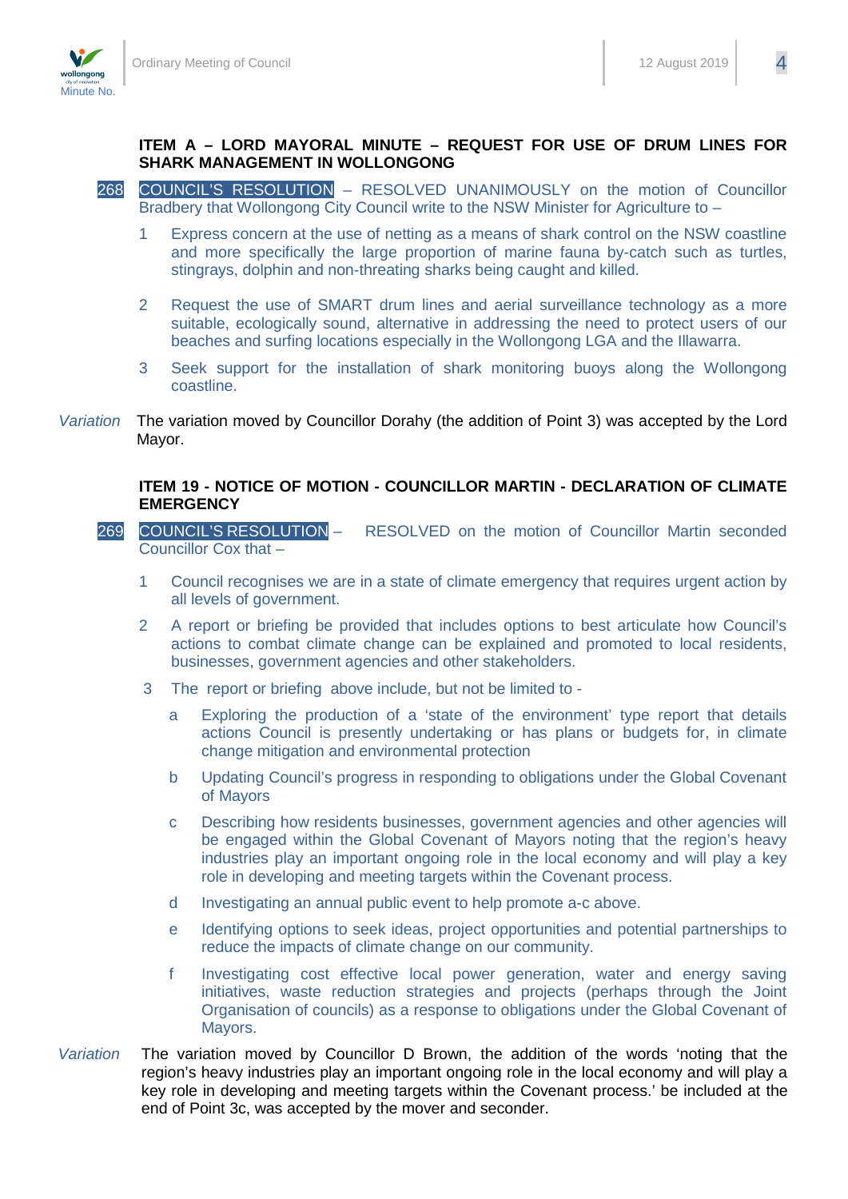**ITEM A – LORD MAYORAL MINUTE – REQUEST FOR USE OF DRUM LINES FOR SHARK MANAGEMENT IN WOLLONGONG**

268 COUNCIL'S RESOLUTION – RESOLVED UNANIMOUSLY on the motion of Councillor Bradbery that Wollongong City Council write to the NSW Minister for Agriculture to –

1. Express concern at the use of netting as a means of shark control on the NSW coastline and more specifically the large proportion of marine fauna by-catch such as turtles, stingrays, dolphin and non-threating sharks being caught and killed.
2. Request the use of SMART drum lines and aerial surveillance technology as a more suitable, ecologically sound, alternative in addressing the need to protect users of our beaches and surfing locations especially in the Wollongong LGA and the Illawarra.
3. Seek support for the installation of shark monitoring buoys along the Wollongong coastline.

*Variation* The variation moved by Councillor Dorahy (the addition of Point 3) was accepted by the Lord Mayor.

**ITEM 19 - NOTICE OF MOTION - COUNCILLOR MARTIN - DECLARATION OF CLIMATE EMERGENCY**

269 COUNCIL'S RESOLUTION – RESOLVED on the motion of Councillor Martin seconded Councillor Cox that –

1. Council recognises we are in a state of climate emergency that requires urgent action by all levels of government.
2. A report or briefing be provided that includes options to best articulate how Council's actions to combat climate change can be explained and promoted to local residents, businesses, government agencies and other stakeholders.
3. The report or briefing above include, but not be limited to -
   - a Exploring the production of a 'state of the environment' type report that details actions Council is presently undertaking or has plans or budgets for, in climate change mitigation and environmental protection
   - b Updating Council's progress in responding to obligations under the Global Covenant of Mayors
   - c Describing how residents businesses, government agencies and other agencies will be engaged within the Global Covenant of Mayors noting that the region's heavy industries play an important ongoing role in the local economy and will play a key role in developing and meeting targets within the Covenant process.
   - d Investigating an annual public event to help promote a-c above.
   - e Identifying options to seek ideas, project opportunities and potential partnerships to reduce the impacts of climate change on our community.
   - f Investigating cost effective local power generation, water and energy saving initiatives, waste reduction strategies and projects (perhaps through the Joint Organisation of councils) as a response to obligations under the Global Covenant of Mayors.

*Variation* The variation moved by Councillor D Brown, the addition of the words 'noting that the region's heavy industries play an important ongoing role in the local economy and will play a key role in developing and meeting targets within the Covenant process.' be included at the end of Point 3c, was accepted by the mover and seconder.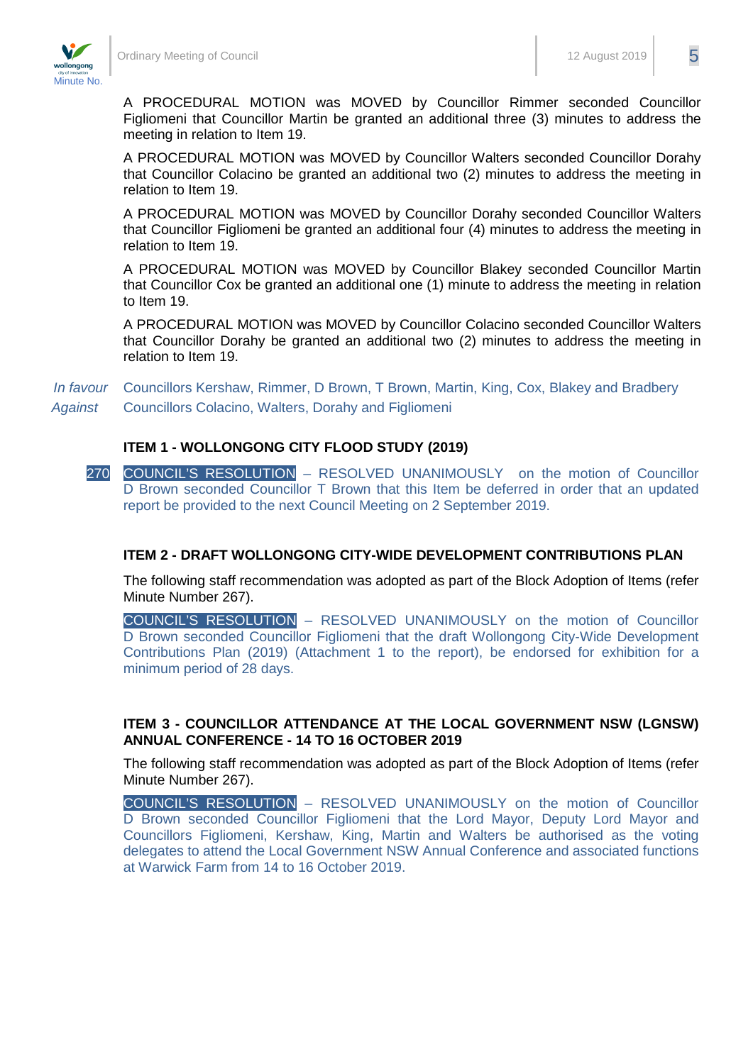A PROCEDURAL MOTION was MOVED by Councillor Rimmer seconded Councillor Figliomeni that Councillor Martin be granted an additional three (3) minutes to address the meeting in relation to Item 19.

A PROCEDURAL MOTION was MOVED by Councillor Walters seconded Councillor Dorahy that Councillor Colacino be granted an additional two (2) minutes to address the meeting in relation to Item 19.

A PROCEDURAL MOTION was MOVED by Councillor Dorahy seconded Councillor Walters that Councillor Figliomeni be granted an additional four (4) minutes to address the meeting in relation to Item 19.

A PROCEDURAL MOTION was MOVED by Councillor Blakey seconded Councillor Martin that Councillor Cox be granted an additional one (1) minute to address the meeting in relation to Item 19.

A PROCEDURAL MOTION was MOVED by Councillor Colacino seconded Councillor Walters that Councillor Dorahy be granted an additional two (2) minutes to address the meeting in relation to Item 19.

*In favour* Councillors Kershaw, Rimmer, D Brown, T Brown, Martin, King, Cox, Blakey and Bradbery
*Against* Councillors Colacino, Walters, Dorahy and Figliomeni

**ITEM 1 - WOLLONGONG CITY FLOOD STUDY (2019)**

270 COUNCIL'S RESOLUTION – RESOLVED UNANIMOUSLY on the motion of Councillor D Brown seconded Councillor T Brown that this Item be deferred in order that an updated report be provided to the next Council Meeting on 2 September 2019.

**ITEM 2 - DRAFT WOLLONGONG CITY-WIDE DEVELOPMENT CONTRIBUTIONS PLAN**

The following staff recommendation was adopted as part of the Block Adoption of Items (refer Minute Number 267).

COUNCIL'S RESOLUTION – RESOLVED UNANIMOUSLY on the motion of Councillor D Brown seconded Councillor Figliomeni that the draft Wollongong City-Wide Development Contributions Plan (2019) (Attachment 1 to the report), be endorsed for exhibition for a minimum period of 28 days.

**ITEM 3 - COUNCILLOR ATTENDANCE AT THE LOCAL GOVERNMENT NSW (LGNSW) ANNUAL CONFERENCE - 14 TO 16 OCTOBER 2019**

The following staff recommendation was adopted as part of the Block Adoption of Items (refer Minute Number 267).

COUNCIL'S RESOLUTION – RESOLVED UNANIMOUSLY on the motion of Councillor D Brown seconded Councillor Figliomeni that the Lord Mayor, Deputy Lord Mayor and Councillors Figliomeni, Kershaw, King, Martin and Walters be authorised as the voting delegates to attend the Local Government NSW Annual Conference and associated functions at Warwick Farm from 14 to 16 October 2019.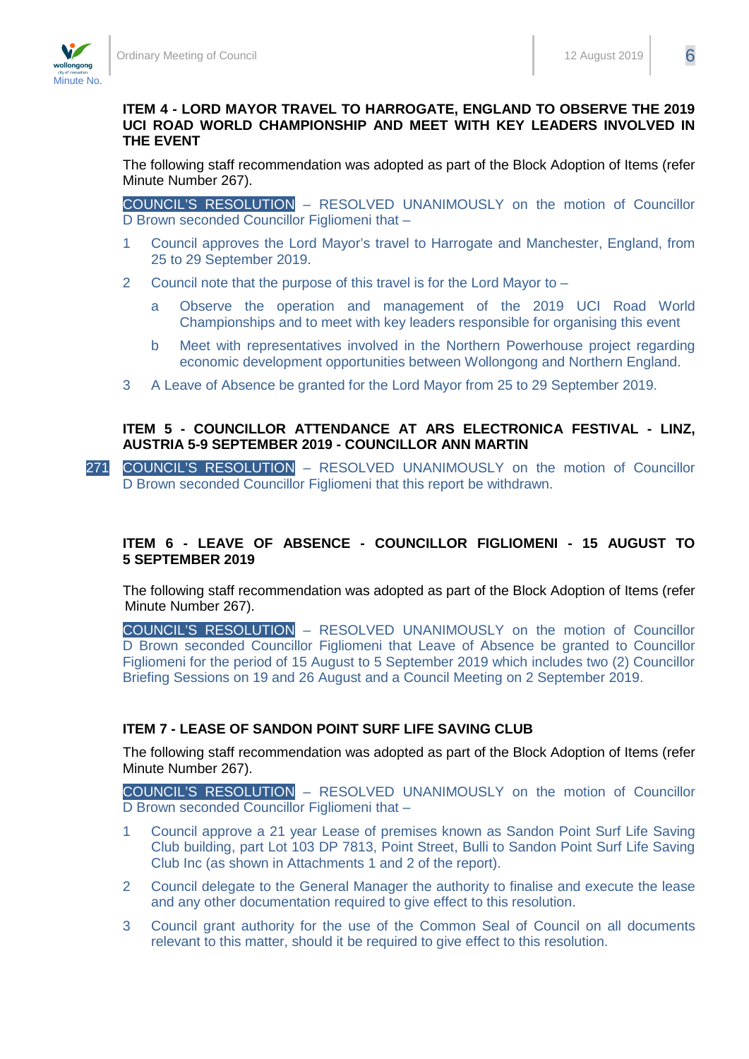### ITEM 4 - LORD MAYOR TRAVEL TO HARROGATE, ENGLAND TO OBSERVE THE 2019 UCI ROAD WORLD CHAMPIONSHIP AND MEET WITH KEY LEADERS INVOLVED IN THE EVENT

The following staff recommendation was adopted as part of the Block Adoption of Items (refer Minute Number 267).

COUNCIL'S RESOLUTION – RESOLVED UNANIMOUSLY on the motion of Councillor D Brown seconded Councillor Figliomeni that –

1. Council approves the Lord Mayor's travel to Harrogate and Manchester, England, from 25 to 29 September 2019.
2. Council note that the purpose of this travel is for the Lord Mayor to –
   a. Observe the operation and management of the 2019 UCI Road World Championships and to meet with key leaders responsible for organising this event
   b. Meet with representatives involved in the Northern Powerhouse project regarding economic development opportunities between Wollongong and Northern England.
3. A Leave of Absence be granted for the Lord Mayor from 25 to 29 September 2019.

### ITEM 5 - COUNCILLOR ATTENDANCE AT ARS ELECTRONICA FESTIVAL - LINZ, AUSTRIA 5-9 SEPTEMBER 2019 - COUNCILLOR ANN MARTIN

271 COUNCIL'S RESOLUTION – RESOLVED UNANIMOUSLY on the motion of Councillor D Brown seconded Councillor Figliomeni that this report be withdrawn.

### ITEM 6 - LEAVE OF ABSENCE - COUNCILLOR FIGLIOMENI - 15 AUGUST TO 5 SEPTEMBER 2019

The following staff recommendation was adopted as part of the Block Adoption of Items (refer Minute Number 267).

COUNCIL'S RESOLUTION – RESOLVED UNANIMOUSLY on the motion of Councillor D Brown seconded Councillor Figliomeni that Leave of Absence be granted to Councillor Figliomeni for the period of 15 August to 5 September 2019 which includes two (2) Councillor Briefing Sessions on 19 and 26 August and a Council Meeting on 2 September 2019.

### ITEM 7 - LEASE OF SANDON POINT SURF LIFE SAVING CLUB

The following staff recommendation was adopted as part of the Block Adoption of Items (refer Minute Number 267).

COUNCIL'S RESOLUTION – RESOLVED UNANIMOUSLY on the motion of Councillor D Brown seconded Councillor Figliomeni that –

1. Council approve a 21 year Lease of premises known as Sandon Point Surf Life Saving Club building, part Lot 103 DP 7813, Point Street, Bulli to Sandon Point Surf Life Saving Club Inc (as shown in Attachments 1 and 2 of the report).
2. Council delegate to the General Manager the authority to finalise and execute the lease and any other documentation required to give effect to this resolution.
3. Council grant authority for the use of the Common Seal of Council on all documents relevant to this matter, should it be required to give effect to this resolution.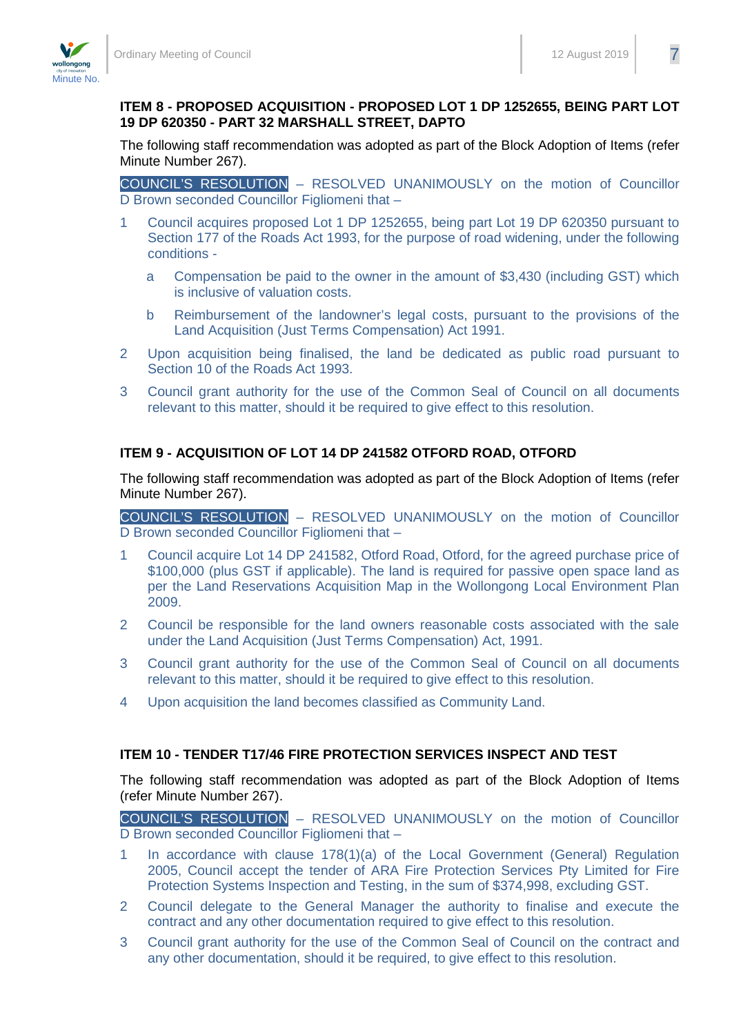**ITEM 8 - PROPOSED ACQUISITION - PROPOSED LOT 1 DP 1252655, BEING PART LOT 19 DP 620350 - PART 32 MARSHALL STREET, DAPTO**

The following staff recommendation was adopted as part of the Block Adoption of Items (refer Minute Number 267).

COUNCIL'S RESOLUTION – RESOLVED UNANIMOUSLY on the motion of Councillor D Brown seconded Councillor Figliomeni that –

1. Council acquires proposed Lot 1 DP 1252655, being part Lot 19 DP 620350 pursuant to Section 177 of the Roads Act 1993, for the purpose of road widening, under the following conditions -

   a. Compensation be paid to the owner in the amount of $3,430 (including GST) which is inclusive of valuation costs.

   b. Reimbursement of the landowner's legal costs, pursuant to the provisions of the Land Acquisition (Just Terms Compensation) Act 1991.

2. Upon acquisition being finalised, the land be dedicated as public road pursuant to Section 10 of the Roads Act 1993.

3. Council grant authority for the use of the Common Seal of Council on all documents relevant to this matter, should it be required to give effect to this resolution.

**ITEM 9 - ACQUISITION OF LOT 14 DP 241582 OTFORD ROAD, OTFORD**

The following staff recommendation was adopted as part of the Block Adoption of Items (refer Minute Number 267).

COUNCIL'S RESOLUTION – RESOLVED UNANIMOUSLY on the motion of Councillor D Brown seconded Councillor Figliomeni that –

1. Council acquire Lot 14 DP 241582, Otford Road, Otford, for the agreed purchase price of $100,000 (plus GST if applicable). The land is required for passive open space land as per the Land Reservations Acquisition Map in the Wollongong Local Environment Plan 2009.

2. Council be responsible for the land owners reasonable costs associated with the sale under the Land Acquisition (Just Terms Compensation) Act, 1991.

3. Council grant authority for the use of the Common Seal of Council on all documents relevant to this matter, should it be required to give effect to this resolution.

4. Upon acquisition the land becomes classified as Community Land.

**ITEM 10 - TENDER T17/46 FIRE PROTECTION SERVICES INSPECT AND TEST**

The following staff recommendation was adopted as part of the Block Adoption of Items (refer Minute Number 267).

COUNCIL'S RESOLUTION – RESOLVED UNANIMOUSLY on the motion of Councillor D Brown seconded Councillor Figliomeni that –

1. In accordance with clause 178(1)(a) of the Local Government (General) Regulation 2005, Council accept the tender of ARA Fire Protection Services Pty Limited for Fire Protection Systems Inspection and Testing, in the sum of $374,998, excluding GST.

2. Council delegate to the General Manager the authority to finalise and execute the contract and any other documentation required to give effect to this resolution.

3. Council grant authority for the use of the Common Seal of Council on the contract and any other documentation, should it be required, to give effect to this resolution.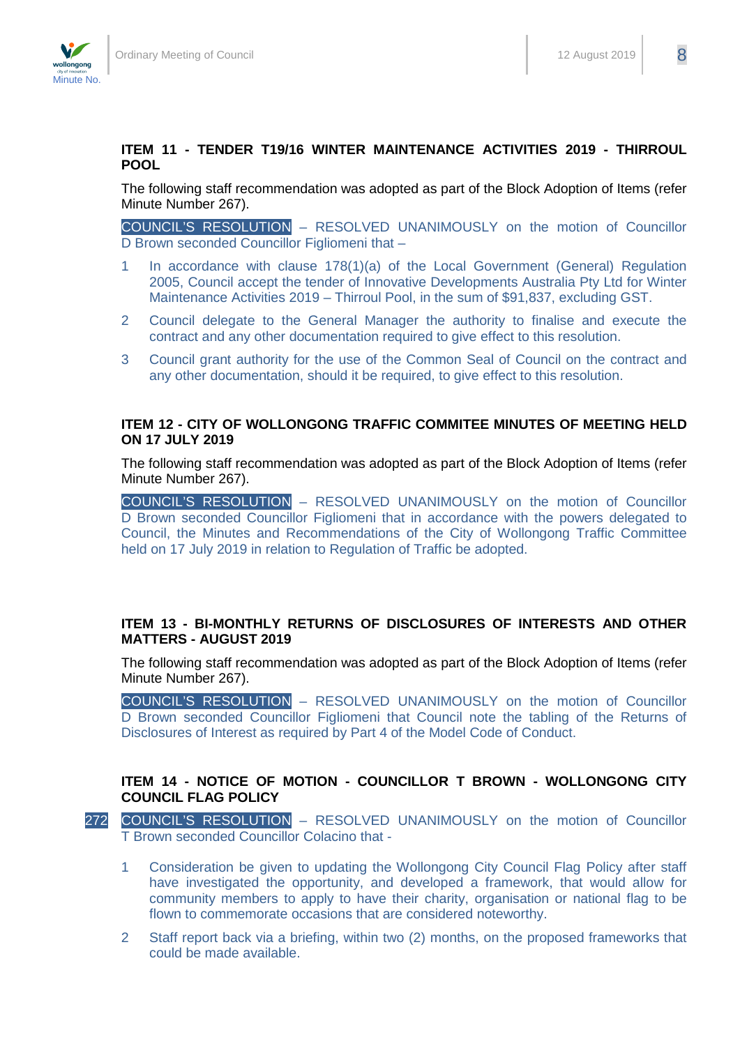## ITEM 11 - TENDER T19/16 WINTER MAINTENANCE ACTIVITIES 2019 - THIRROUL POOL

The following staff recommendation was adopted as part of the Block Adoption of Items (refer Minute Number 267).

COUNCIL'S RESOLUTION – RESOLVED UNANIMOUSLY on the motion of Councillor D Brown seconded Councillor Figliomeni that –

1. In accordance with clause 178(1)(a) of the Local Government (General) Regulation 2005, Council accept the tender of Innovative Developments Australia Pty Ltd for Winter Maintenance Activities 2019 – Thirroul Pool, in the sum of $91,837, excluding GST.
2. Council delegate to the General Manager the authority to finalise and execute the contract and any other documentation required to give effect to this resolution.
3. Council grant authority for the use of the Common Seal of Council on the contract and any other documentation, should it be required, to give effect to this resolution.

## ITEM 12 - CITY OF WOLLONGONG TRAFFIC COMMITEE MINUTES OF MEETING HELD ON 17 JULY 2019

The following staff recommendation was adopted as part of the Block Adoption of Items (refer Minute Number 267).

COUNCIL'S RESOLUTION – RESOLVED UNANIMOUSLY on the motion of Councillor D Brown seconded Councillor Figliomeni that in accordance with the powers delegated to Council, the Minutes and Recommendations of the City of Wollongong Traffic Committee held on 17 July 2019 in relation to Regulation of Traffic be adopted.

## ITEM 13 - BI-MONTHLY RETURNS OF DISCLOSURES OF INTERESTS AND OTHER MATTERS - AUGUST 2019

The following staff recommendation was adopted as part of the Block Adoption of Items (refer Minute Number 267).

COUNCIL'S RESOLUTION – RESOLVED UNANIMOUSLY on the motion of Councillor D Brown seconded Councillor Figliomeni that Council note the tabling of the Returns of Disclosures of Interest as required by Part 4 of the Model Code of Conduct.

## ITEM 14 - NOTICE OF MOTION - COUNCILLOR T BROWN - WOLLONGONG CITY COUNCIL FLAG POLICY

272 COUNCIL'S RESOLUTION – RESOLVED UNANIMOUSLY on the motion of Councillor T Brown seconded Councillor Colacino that -

1. Consideration be given to updating the Wollongong City Council Flag Policy after staff have investigated the opportunity, and developed a framework, that would allow for community members to apply to have their charity, organisation or national flag to be flown to commemorate occasions that are considered noteworthy.
2. Staff report back via a briefing, within two (2) months, on the proposed frameworks that could be made available.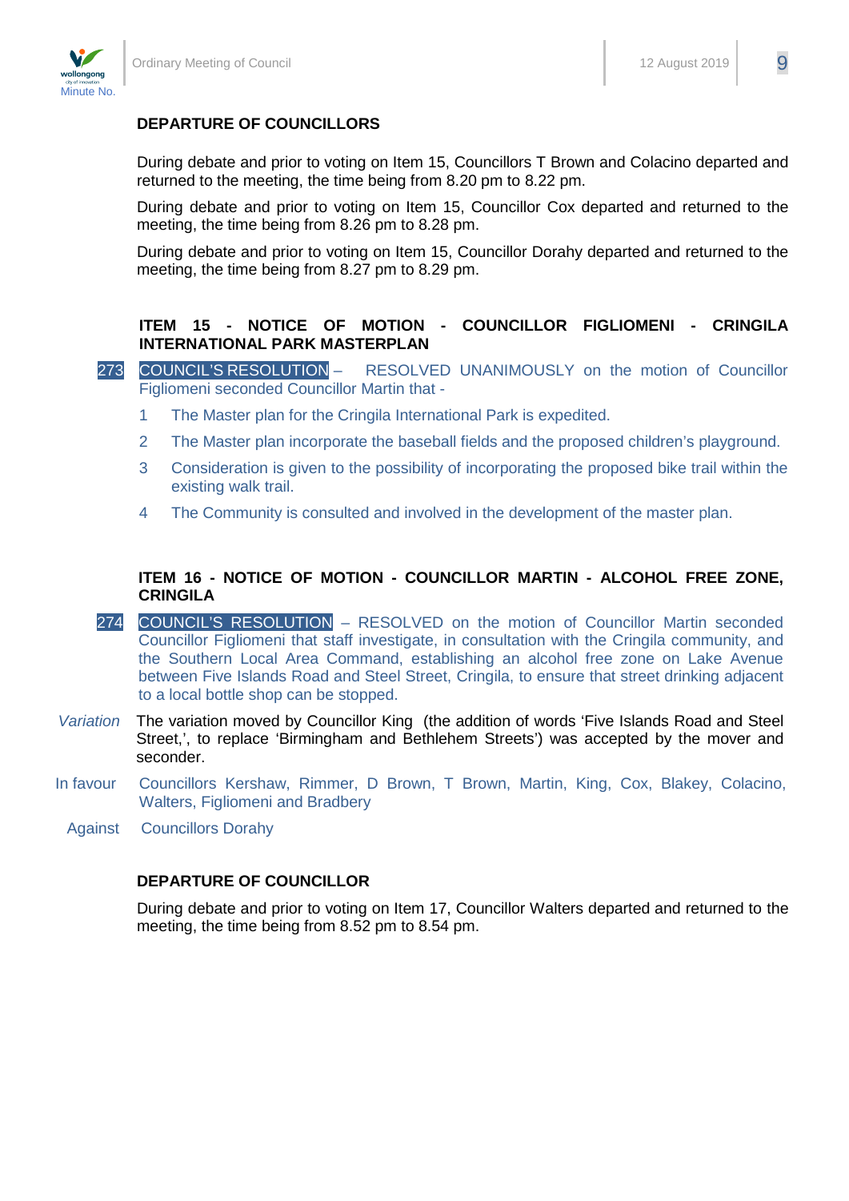## DEPARTURE OF COUNCILLORS

During debate and prior to voting on Item 15, Councillors T Brown and Colacino departed and returned to the meeting, the time being from 8.20 pm to 8.22 pm.

During debate and prior to voting on Item 15, Councillor Cox departed and returned to the meeting, the time being from 8.26 pm to 8.28 pm.

During debate and prior to voting on Item 15, Councillor Dorahy departed and returned to the meeting, the time being from 8.27 pm to 8.29 pm.

## ITEM 15 - NOTICE OF MOTION - COUNCILLOR FIGLIOMENI - CRINGILA INTERNATIONAL PARK MASTERPLAN

273 COUNCIL'S RESOLUTION – RESOLVED UNANIMOUSLY on the motion of Councillor Figliomeni seconded Councillor Martin that -

1. The Master plan for the Cringila International Park is expedited.
2. The Master plan incorporate the baseball fields and the proposed children's playground.
3. Consideration is given to the possibility of incorporating the proposed bike trail within the existing walk trail.
4. The Community is consulted and involved in the development of the master plan.

## ITEM 16 - NOTICE OF MOTION - COUNCILLOR MARTIN - ALCOHOL FREE ZONE, CRINGILA

274 COUNCIL'S RESOLUTION – RESOLVED on the motion of Councillor Martin seconded Councillor Figliomeni that staff investigate, in consultation with the Cringila community, and the Southern Local Area Command, establishing an alcohol free zone on Lake Avenue between Five Islands Road and Steel Street, Cringila, to ensure that street drinking adjacent to a local bottle shop can be stopped.

*Variation* The variation moved by Councillor King (the addition of words 'Five Islands Road and Steel Street,', to replace 'Birmingham and Bethlehem Streets') was accepted by the mover and seconder.

In favour Councillors Kershaw, Rimmer, D Brown, T Brown, Martin, King, Cox, Blakey, Colacino, Walters, Figliomeni and Bradbery

Against Councillors Dorahy

## DEPARTURE OF COUNCILLOR

During debate and prior to voting on Item 17, Councillor Walters departed and returned to the meeting, the time being from 8.52 pm to 8.54 pm.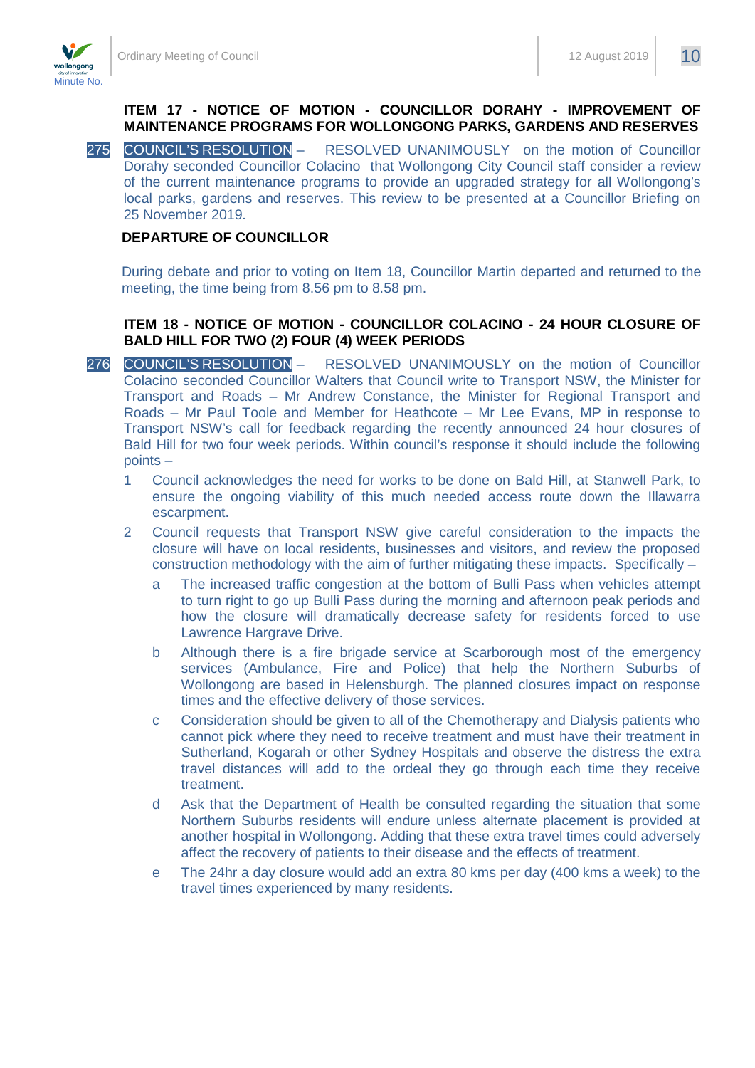**ITEM 17 - NOTICE OF MOTION - COUNCILLOR DORAHY - IMPROVEMENT OF MAINTENANCE PROGRAMS FOR WOLLONGONG PARKS, GARDENS AND RESERVES**

275 COUNCIL'S RESOLUTION – RESOLVED UNANIMOUSLY on the motion of Councillor Dorahy seconded Councillor Colacino that Wollongong City Council staff consider a review of the current maintenance programs to provide an upgraded strategy for all Wollongong's local parks, gardens and reserves. This review to be presented at a Councillor Briefing on 25 November 2019.

**DEPARTURE OF COUNCILLOR**

During debate and prior to voting on Item 18, Councillor Martin departed and returned to the meeting, the time being from 8.56 pm to 8.58 pm.

**ITEM 18 - NOTICE OF MOTION - COUNCILLOR COLACINO - 24 HOUR CLOSURE OF BALD HILL FOR TWO (2) FOUR (4) WEEK PERIODS**

276 COUNCIL'S RESOLUTION – RESOLVED UNANIMOUSLY on the motion of Councillor Colacino seconded Councillor Walters that Council write to Transport NSW, the Minister for Transport and Roads – Mr Andrew Constance, the Minister for Regional Transport and Roads – Mr Paul Toole and Member for Heathcote – Mr Lee Evans, MP in response to Transport NSW's call for feedback regarding the recently announced 24 hour closures of Bald Hill for two four week periods. Within council's response it should include the following points –

1. Council acknowledges the need for works to be done on Bald Hill, at Stanwell Park, to ensure the ongoing viability of this much needed access route down the Illawarra escarpment.
2. Council requests that Transport NSW give careful consideration to the impacts the closure will have on local residents, businesses and visitors, and review the proposed construction methodology with the aim of further mitigating these impacts. Specifically –
   a. The increased traffic congestion at the bottom of Bulli Pass when vehicles attempt to turn right to go up Bulli Pass during the morning and afternoon peak periods and how the closure will dramatically decrease safety for residents forced to use Lawrence Hargrave Drive.
   b. Although there is a fire brigade service at Scarborough most of the emergency services (Ambulance, Fire and Police) that help the Northern Suburbs of Wollongong are based in Helensburgh. The planned closures impact on response times and the effective delivery of those services.
   c. Consideration should be given to all of the Chemotherapy and Dialysis patients who cannot pick where they need to receive treatment and must have their treatment in Sutherland, Kogarah or other Sydney Hospitals and observe the distress the extra travel distances will add to the ordeal they go through each time they receive treatment.
   d. Ask that the Department of Health be consulted regarding the situation that some Northern Suburbs residents will endure unless alternate placement is provided at another hospital in Wollongong. Adding that these extra travel times could adversely affect the recovery of patients to their disease and the effects of treatment.
   e. The 24hr a day closure would add an extra 80 kms per day (400 kms a week) to the travel times experienced by many residents.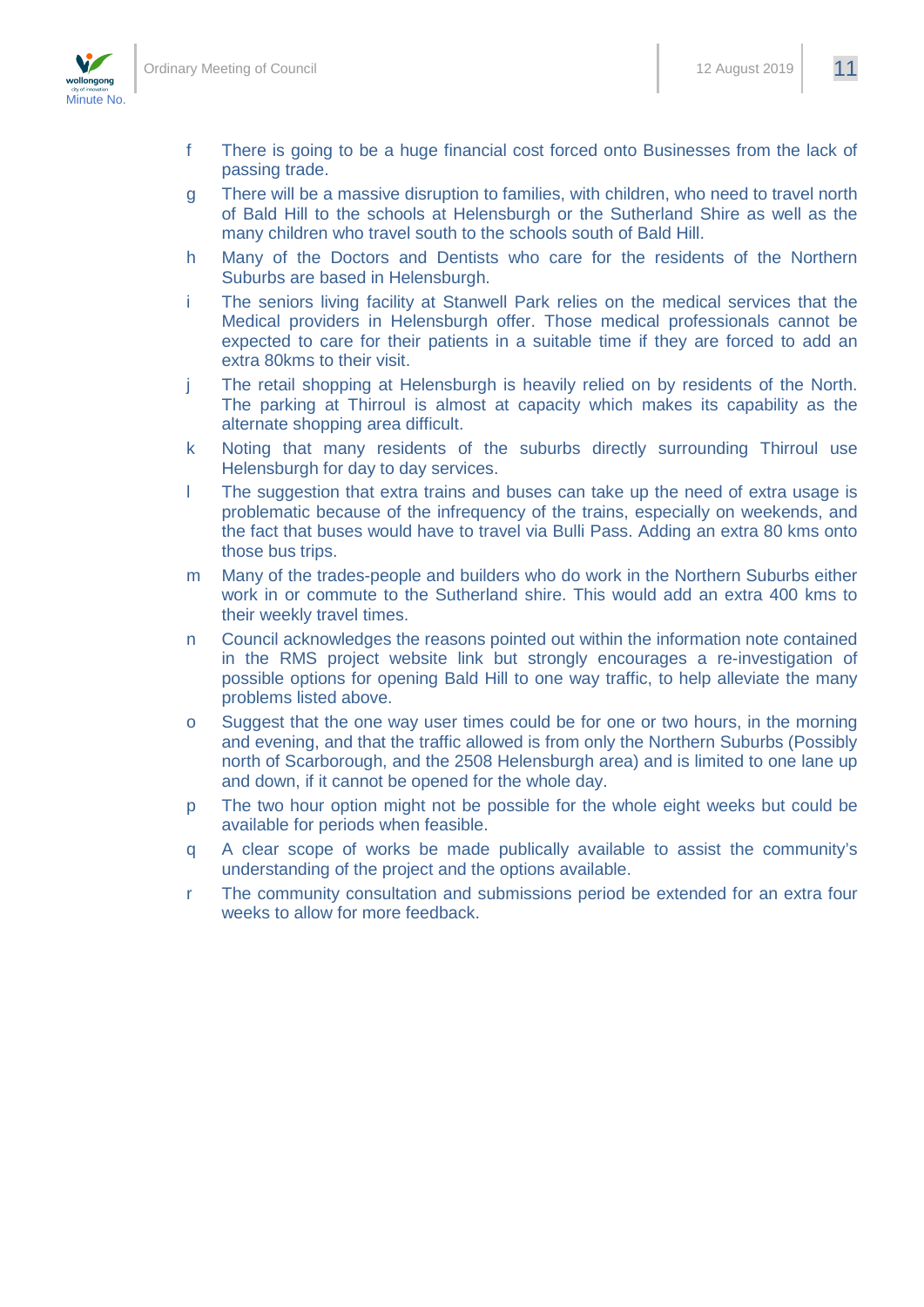f There is going to be a huge financial cost forced onto Businesses from the lack of passing trade.

g There will be a massive disruption to families, with children, who need to travel north of Bald Hill to the schools at Helensburgh or the Sutherland Shire as well as the many children who travel south to the schools south of Bald Hill.

h Many of the Doctors and Dentists who care for the residents of the Northern Suburbs are based in Helensburgh.

i The seniors living facility at Stanwell Park relies on the medical services that the Medical providers in Helensburgh offer. Those medical professionals cannot be expected to care for their patients in a suitable time if they are forced to add an extra 80kms to their visit.

j The retail shopping at Helensburgh is heavily relied on by residents of the North. The parking at Thirroul is almost at capacity which makes its capability as the alternate shopping area difficult.

k Noting that many residents of the suburbs directly surrounding Thirroul use Helensburgh for day to day services.

l The suggestion that extra trains and buses can take up the need of extra usage is problematic because of the infrequency of the trains, especially on weekends, and the fact that buses would have to travel via Bulli Pass. Adding an extra 80 kms onto those bus trips.

m Many of the trades-people and builders who do work in the Northern Suburbs either work in or commute to the Sutherland shire. This would add an extra 400 kms to their weekly travel times.

n Council acknowledges the reasons pointed out within the information note contained in the RMS project website link but strongly encourages a re-investigation of possible options for opening Bald Hill to one way traffic, to help alleviate the many problems listed above.

o Suggest that the one way user times could be for one or two hours, in the morning and evening, and that the traffic allowed is from only the Northern Suburbs (Possibly north of Scarborough, and the 2508 Helensburgh area) and is limited to one lane up and down, if it cannot be opened for the whole day.

p The two hour option might not be possible for the whole eight weeks but could be available for periods when feasible.

q A clear scope of works be made publically available to assist the community's understanding of the project and the options available.

r The community consultation and submissions period be extended for an extra four weeks to allow for more feedback.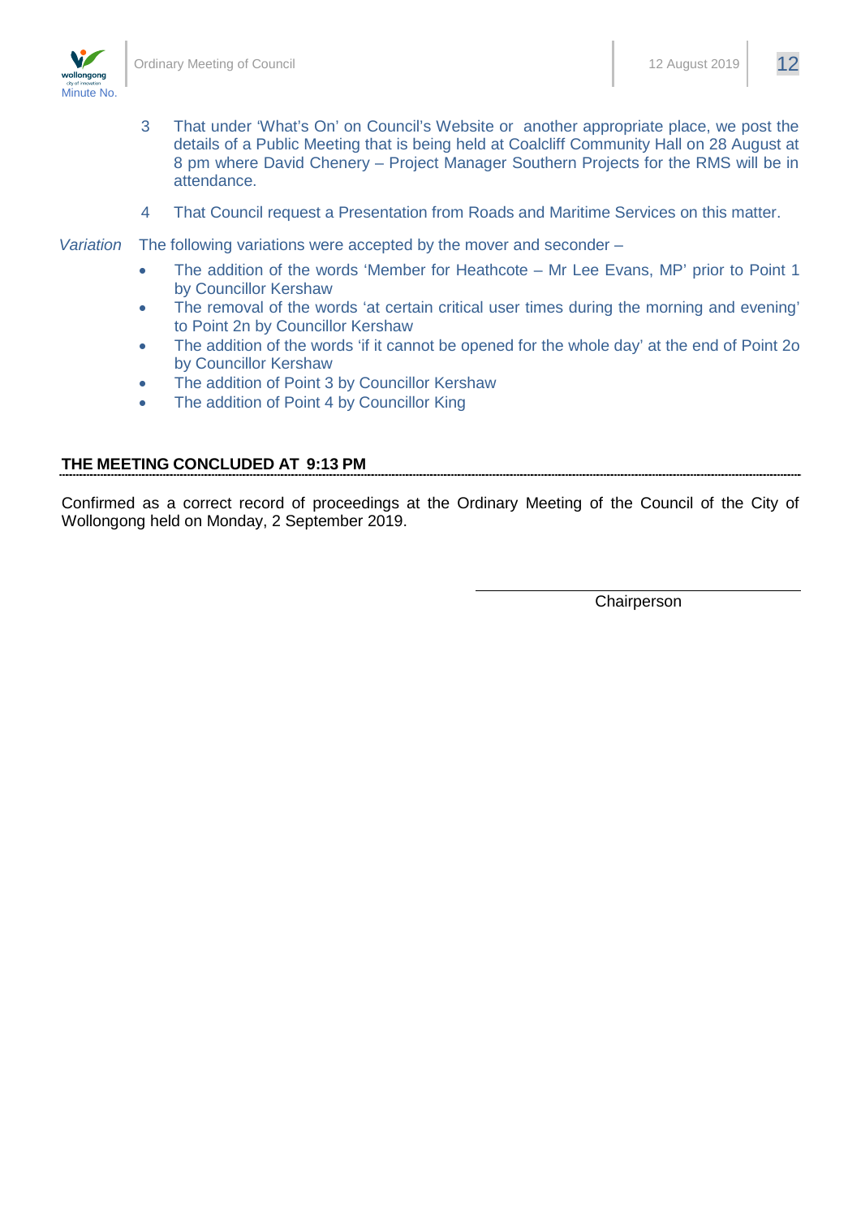3 That under 'What's On' on Council's Website or another appropriate place, we post the details of a Public Meeting that is being held at Coalcliff Community Hall on 28 August at 8 pm where David Chenery – Project Manager Southern Projects for the RMS will be in attendance.

4 That Council request a Presentation from Roads and Maritime Services on this matter.

*Variation* The following variations were accepted by the mover and seconder –

- The addition of the words 'Member for Heathcote – Mr Lee Evans, MP' prior to Point 1 by Councillor Kershaw
- The removal of the words 'at certain critical user times during the morning and evening' to Point 2n by Councillor Kershaw
- The addition of the words 'if it cannot be opened for the whole day' at the end of Point 2o by Councillor Kershaw
- The addition of Point 3 by Councillor Kershaw
- The addition of Point 4 by Councillor King

**THE MEETING CONCLUDED AT 9:13 PM**

Confirmed as a correct record of proceedings at the Ordinary Meeting of the Council of the City of Wollongong held on Monday, 2 September 2019.

Chairperson